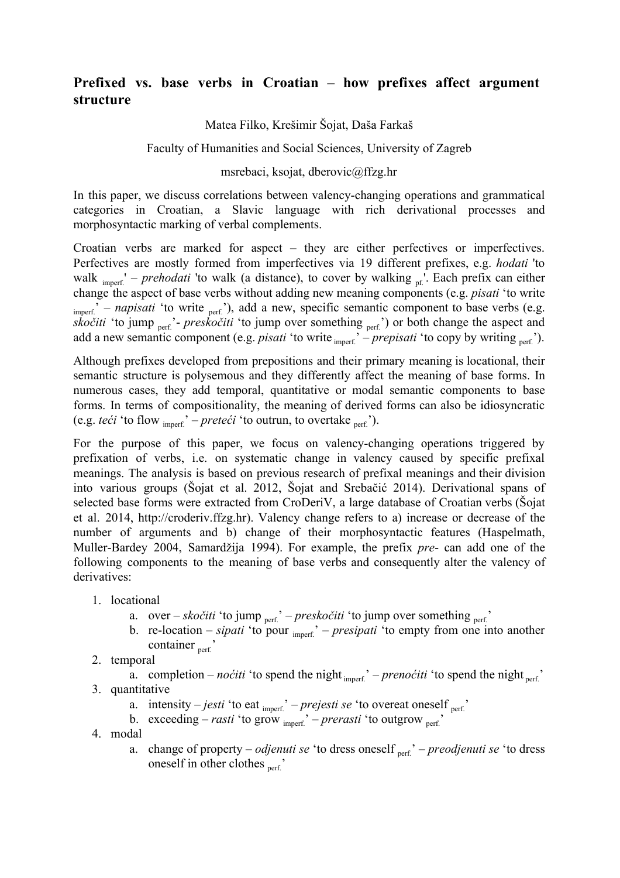# Prefixed vs. base verbs in Croatian – how prefixes affect argument structure

Matea Filko, Krešimir Šojat, Daša Farkaš

Faculty of Humanities and Social Sciences, University of Zagreb

msrebaci, ksojat, dberovic@ffzg.hr

In this paper, we discuss correlations between valency-changing operations and grammatical categories in Croatian, a Slavic language with rich derivational processes and morphosyntactic marking of verbal complements.

Croatian verbs are marked for aspect – they are either perfectives or imperfectives. Perfectives are mostly formed from imperfectives via 19 different prefixes, e.g. *hodati* 'to walk $_{\text{imperf.}}$' – *prehodati* 'to walk (a distance), to cover by walking $_{\text{pf.}}$'. Each prefix can either change the aspect of base verbs without adding new meaning components (e.g. *pisati* 'to write $_{\text{imperf.}}$' – *napisati* 'to write $_{\text{perf.}}$'), add a new, specific semantic component to base verbs (e.g. *skočiti* 'to jump $_{\text{perf.}}$'- *preskočiti* 'to jump over something $_{\text{perf.}}$') or both change the aspect and add a new semantic component (e.g. *pisati* 'to write $_{\text{imperf.}}$' – *prepisati* 'to copy by writing $_{\text{perf.}}$').

Although prefixes developed from prepositions and their primary meaning is locational, their semantic structure is polysemous and they differently affect the meaning of base forms. In numerous cases, they add temporal, quantitative or modal semantic components to base forms. In terms of compositionality, the meaning of derived forms can also be idiosyncratic (e.g. *teći* 'to flow $_{\text{imperf.}}$' – *preteći* 'to outrun, to overtake $_{\text{perf.}}$').

For the purpose of this paper, we focus on valency-changing operations triggered by prefixation of verbs, i.e. on systematic change in valency caused by specific prefixal meanings. The analysis is based on previous research of prefixal meanings and their division into various groups (Šojat et al. 2012, Šojat and Srebačić 2014). Derivational spans of selected base forms were extracted from CroDeriV, a large database of Croatian verbs (Šojat et al. 2014, http://croderiv.ffzg.hr). Valency change refers to a) increase or decrease of the number of arguments and b) change of their morphosyntactic features (Haspelmath, Muller-Bardey 2004, Samardžija 1994). For example, the prefix *pre-* can add one of the following components to the meaning of base verbs and consequently alter the valency of derivatives:

1. locational
   a. over – *skočiti* 'to jump $_{\text{perf.}}$' – *preskočiti* 'to jump over something $_{\text{perf.}}$'
   b. re-location – *sipati* 'to pour $_{\text{imperf.}}$' – *presipati* 'to empty from one into another container $_{\text{perf.}}$'
2. temporal
   a. completion – *noćiti* 'to spend the night $_{\text{imperf.}}$' – *prenoćiti* 'to spend the night $_{\text{perf.}}$'
3. quantitative
   a. intensity – *jesti* 'to eat $_{\text{imperf.}}$' – *prejesti se* 'to overeat oneself $_{\text{perf.}}$'
   b. exceeding – *rasti* 'to grow $_{\text{imperf.}}$' – *prerasti* 'to outgrow $_{\text{perf.}}$'
4. modal
   a. change of property – *odjenuti se* 'to dress oneself $_{\text{perf.}}$' – *preodjenuti se* 'to dress oneself in other clothes $_{\text{perf.}}$'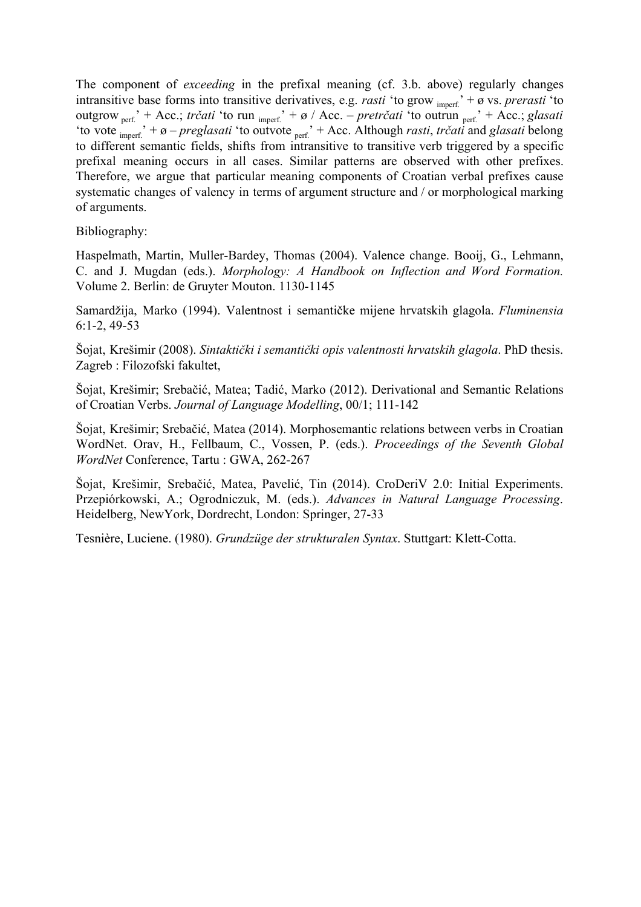The component of *exceeding* in the prefixal meaning (cf. 3.b. above) regularly changes intransitive base forms into transitive derivatives, e.g. *rasti* 'to grow $_{\text{imperf.}}$' + ø vs. *prerasti* 'to outgrow $_{\text{perf.}}$' + Acc.; *trčati* 'to run $_{\text{imperf.}}$' + ø / Acc. – *pretrčati* 'to outrun $_{\text{perf.}}$' + Acc.; *glasati* 'to vote $_{\text{imperf.}}$' + ø – *preglasati* 'to outvote $_{\text{perf.}}$' + Acc. Although *rasti*, *trčati* and *glasati* belong to different semantic fields, shifts from intransitive to transitive verb triggered by a specific prefixal meaning occurs in all cases. Similar patterns are observed with other prefixes. Therefore, we argue that particular meaning components of Croatian verbal prefixes cause systematic changes of valency in terms of argument structure and / or morphological marking of arguments.

Bibliography:

Haspelmath, Martin, Muller-Bardey, Thomas (2004). Valence change. Booij, G., Lehmann, C. and J. Mugdan (eds.). *Morphology: A Handbook on Inflection and Word Formation.* Volume 2. Berlin: de Gruyter Mouton. 1130-1145

Samardžija, Marko (1994). Valentnost i semantičke mijene hrvatskih glagola. *Fluminensia* 6:1-2, 49-53

Šojat, Krešimir (2008). *Sintaktički i semantički opis valentnosti hrvatskih glagola*. PhD thesis. Zagreb : Filozofski fakultet,

Šojat, Krešimir; Srebačić, Matea; Tadić, Marko (2012). Derivational and Semantic Relations of Croatian Verbs. *Journal of Language Modelling*, 00/1; 111-142

Šojat, Krešimir; Srebačić, Matea (2014). Morphosemantic relations between verbs in Croatian WordNet. Orav, H., Fellbaum, C., Vossen, P. (eds.). *Proceedings of the Seventh Global WordNet* Conference, Tartu : GWA, 262-267

Šojat, Krešimir, Srebačić, Matea, Pavelić, Tin (2014). CroDeriV 2.0: Initial Experiments. Przepiórkowski, A.; Ogrodniczuk, M. (eds.). *Advances in Natural Language Processing*. Heidelberg, NewYork, Dordrecht, London: Springer, 27-33

Tesnière, Luciene. (1980). *Grundzüge der strukturalen Syntax*. Stuttgart: Klett-Cotta.